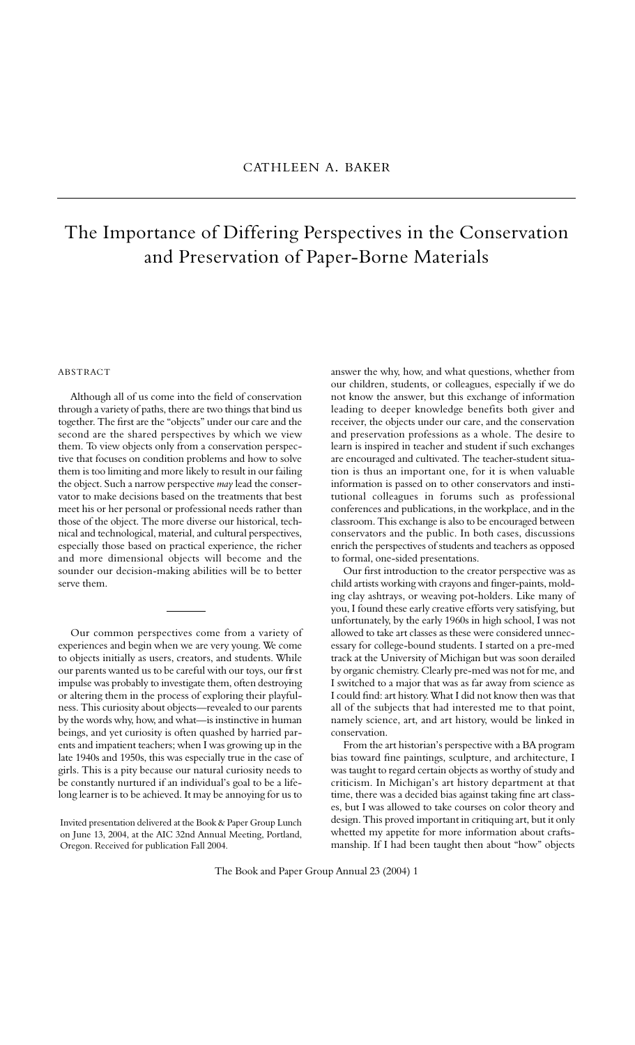CATHLEEN A. BAKER

# The Importance of Differing Perspectives in the Conservation and Preservation of Paper-Borne Materials

ABSTRACT

Although all of us come into the field of conservation through a variety of paths, there are two things that bind us together. The first are the "objects" under our care and the second are the shared perspectives by which we view them. To view objects only from a conservation perspective that focuses on condition problems and how to solve them is too limiting and more likely to result in our failing the object. Such a narrow perspective *may* lead the conservator to make decisions based on the treatments that best meet his or her personal or professional needs rather than those of the object. The more diverse our historical, technical and technological, material, and cultural perspectives, especially those based on practical experience, the richer and more dimensional objects will become and the sounder our decision-making abilities will be to better serve them.

---

Our common perspectives come from a variety of experiences and begin when we are very young. We come to objects initially as users, creators, and students. While our parents wanted us to be careful with our toys, our first impulse was probably to investigate them, often destroying or altering them in the process of exploring their playfulness. This curiosity about objects—revealed to our parents by the words why, how, and what—is instinctive in human beings, and yet curiosity is often quashed by harried parents and impatient teachers; when I was growing up in the late 1940s and 1950s, this was especially true in the case of girls. This is a pity because our natural curiosity needs to be constantly nurtured if an individual's goal to be a lifelong learner is to be achieved. It may be annoying for us to answer the why, how, and what questions, whether from our children, students, or colleagues, especially if we do not know the answer, but this exchange of information leading to deeper knowledge benefits both giver and receiver, the objects under our care, and the conservation and preservation professions as a whole. The desire to learn is inspired in teacher and student if such exchanges are encouraged and cultivated. The teacher-student situation is thus an important one, for it is when valuable information is passed on to other conservators and institutional colleagues in forums such as professional conferences and publications, in the workplace, and in the classroom. This exchange is also to be encouraged between conservators and the public. In both cases, discussions enrich the perspectives of students and teachers as opposed to formal, one-sided presentations.

Invited presentation delivered at the Book & Paper Group Lunch on June 13, 2004, at the AIC 32nd Annual Meeting, Portland, Oregon. Received for publication Fall 2004.

Our first introduction to the creator perspective was as child artists working with crayons and finger-paints, molding clay ashtrays, or weaving pot-holders. Like many of you, I found these early creative efforts very satisfying, but unfortunately, by the early 1960s in high school, I was not allowed to take art classes as these were considered unnecessary for college-bound students. I started on a pre-med track at the University of Michigan but was soon derailed by organic chemistry. Clearly pre-med was not for me, and I switched to a major that was as far away from science as I could find: art history. What I did not know then was that all of the subjects that had interested me to that point, namely science, art, and art history, would be linked in conservation.

From the art historian's perspective with a BA program bias toward fine paintings, sculpture, and architecture, I was taught to regard certain objects as worthy of study and criticism. In Michigan's art history department at that time, there was a decided bias against taking fine art classes, but I was allowed to take courses on color theory and design. This proved important in critiquing art, but it only whetted my appetite for more information about craftsmanship. If I had been taught then about "how" objects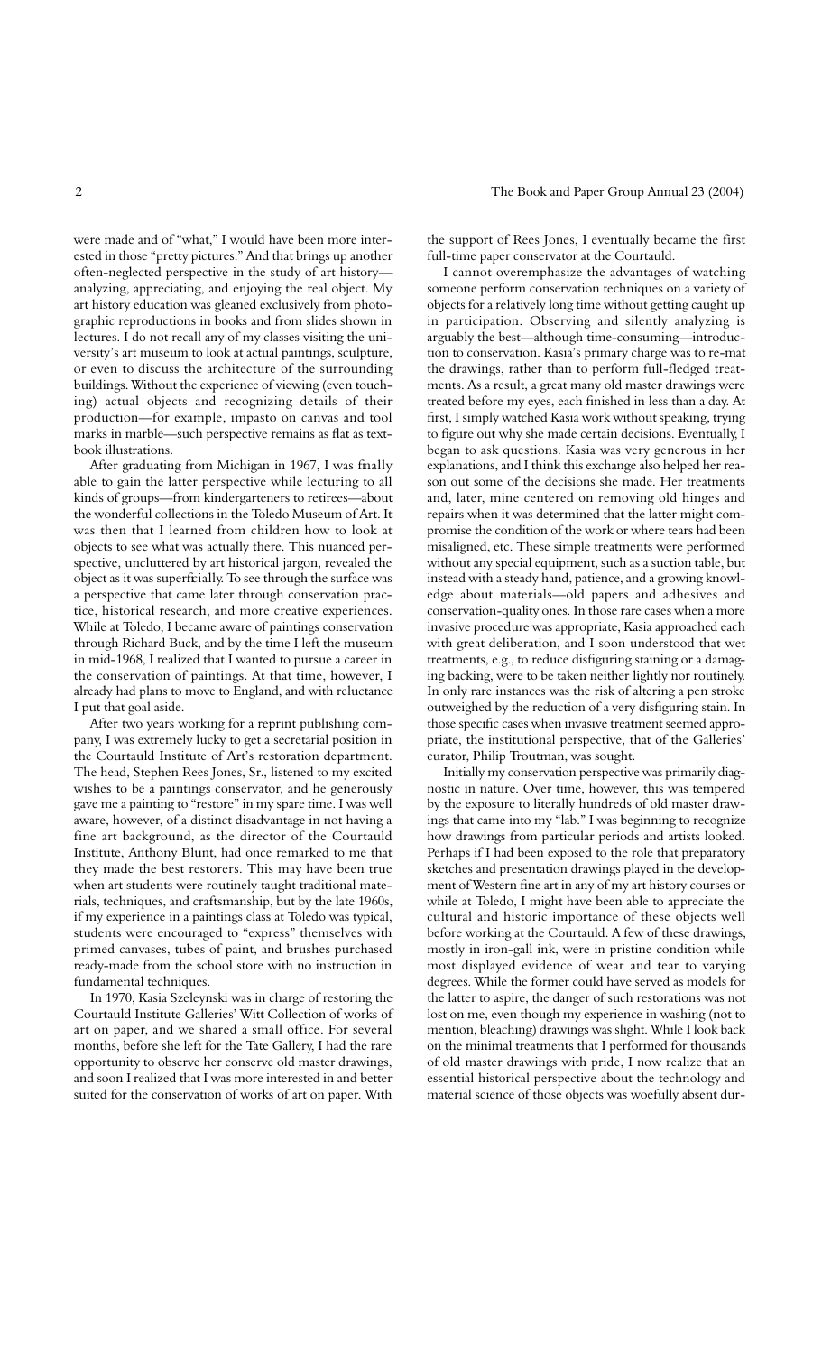were made and of "what," I would have been more interested in those "pretty pictures." And that brings up another often-neglected perspective in the study of art history—analyzing, appreciating, and enjoying the real object. My art history education was gleaned exclusively from photographic reproductions in books and from slides shown in lectures. I do not recall any of my classes visiting the university's art museum to look at actual paintings, sculpture, or even to discuss the architecture of the surrounding buildings. Without the experience of viewing (even touching) actual objects and recognizing details of their production—for example, impasto on canvas and tool marks in marble—such perspective remains as flat as textbook illustrations.

After graduating from Michigan in 1967, I was finally able to gain the latter perspective while lecturing to all kinds of groups—from kindergarteners to retirees—about the wonderful collections in the Toledo Museum of Art. It was then that I learned from children how to look at objects to see what was actually there. This nuanced perspective, uncluttered by art historical jargon, revealed the object as it was superficially. To see through the surface was a perspective that came later through conservation practice, historical research, and more creative experiences. While at Toledo, I became aware of paintings conservation through Richard Buck, and by the time I left the museum in mid-1968, I realized that I wanted to pursue a career in the conservation of paintings. At that time, however, I already had plans to move to England, and with reluctance I put that goal aside.

After two years working for a reprint publishing company, I was extremely lucky to get a secretarial position in the Courtauld Institute of Art's restoration department. The head, Stephen Rees Jones, Sr., listened to my excited wishes to be a paintings conservator, and he generously gave me a painting to "restore" in my spare time. I was well aware, however, of a distinct disadvantage in not having a fine art background, as the director of the Courtauld Institute, Anthony Blunt, had once remarked to me that they made the best restorers. This may have been true when art students were routinely taught traditional materials, techniques, and craftsmanship, but by the late 1960s, if my experience in a paintings class at Toledo was typical, students were encouraged to "express" themselves with primed canvases, tubes of paint, and brushes purchased ready-made from the school store with no instruction in fundamental techniques.

In 1970, Kasia Szeleynski was in charge of restoring the Courtauld Institute Galleries' Witt Collection of works of art on paper, and we shared a small office. For several months, before she left for the Tate Gallery, I had the rare opportunity to observe her conserve old master drawings, and soon I realized that I was more interested in and better suited for the conservation of works of art on paper. With the support of Rees Jones, I eventually became the first full-time paper conservator at the Courtauld.

I cannot overemphasize the advantages of watching someone perform conservation techniques on a variety of objects for a relatively long time without getting caught up in participation. Observing and silently analyzing is arguably the best—although time-consuming—introduction to conservation. Kasia's primary charge was to re-mat the drawings, rather than to perform full-fledged treatments. As a result, a great many old master drawings were treated before my eyes, each finished in less than a day. At first, I simply watched Kasia work without speaking, trying to figure out why she made certain decisions. Eventually, I began to ask questions. Kasia was very generous in her explanations, and I think this exchange also helped her reason out some of the decisions she made. Her treatments and, later, mine centered on removing old hinges and repairs when it was determined that the latter might compromise the condition of the work or where tears had been misaligned, etc. These simple treatments were performed without any special equipment, such as a suction table, but instead with a steady hand, patience, and a growing knowledge about materials—old papers and adhesives and conservation-quality ones. In those rare cases when a more invasive procedure was appropriate, Kasia approached each with great deliberation, and I soon understood that wet treatments, e.g., to reduce disfiguring staining or a damaging backing, were to be taken neither lightly nor routinely. In only rare instances was the risk of altering a pen stroke outweighed by the reduction of a very disfiguring stain. In those specific cases when invasive treatment seemed appropriate, the institutional perspective, that of the Galleries' curator, Philip Troutman, was sought.

Initially my conservation perspective was primarily diagnostic in nature. Over time, however, this was tempered by the exposure to literally hundreds of old master drawings that came into my "lab." I was beginning to recognize how drawings from particular periods and artists looked. Perhaps if I had been exposed to the role that preparatory sketches and presentation drawings played in the development of Western fine art in any of my art history courses or while at Toledo, I might have been able to appreciate the cultural and historic importance of these objects well before working at the Courtauld. A few of these drawings, mostly in iron-gall ink, were in pristine condition while most displayed evidence of wear and tear to varying degrees. While the former could have served as models for the latter to aspire, the danger of such restorations was not lost on me, even though my experience in washing (not to mention, bleaching) drawings was slight. While I look back on the minimal treatments that I performed for thousands of old master drawings with pride, I now realize that an essential historical perspective about the technology and material science of those objects was woefully absent dur-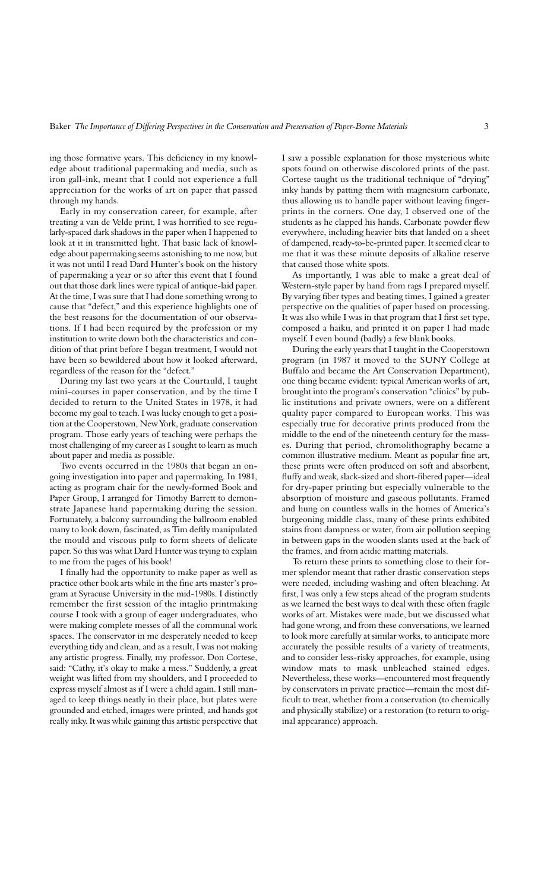ing those formative years. This deficiency in my knowledge about traditional papermaking and media, such as iron gall-ink, meant that I could not experience a full appreciation for the works of art on paper that passed through my hands.

Early in my conservation career, for example, after treating a van de Velde print, I was horrified to see regularly-spaced dark shadows in the paper when I happened to look at it in transmitted light. That basic lack of knowledge about papermaking seems astonishing to me now, but it was not until I read Dard Hunter's book on the history of papermaking a year or so after this event that I found out that those dark lines were typical of antique-laid paper. At the time, I was sure that I had done something wrong to cause that "defect," and this experience highlights one of the best reasons for the documentation of our observations. If I had been required by the profession or my institution to write down both the characteristics and condition of that print before I began treatment, I would not have been so bewildered about how it looked afterward, regardless of the reason for the "defect."

During my last two years at the Courtauld, I taught mini-courses in paper conservation, and by the time I decided to return to the United States in 1978, it had become my goal to teach. I was lucky enough to get a position at the Cooperstown, New York, graduate conservation program. Those early years of teaching were perhaps the most challenging of my career as I sought to learn as much about paper and media as possible.

Two events occurred in the 1980s that began an ongoing investigation into paper and papermaking. In 1981, acting as program chair for the newly-formed Book and Paper Group, I arranged for Timothy Barrett to demonstrate Japanese hand papermaking during the session. Fortunately, a balcony surrounding the ballroom enabled many to look down, fascinated, as Tim deftly manipulated the mould and viscous pulp to form sheets of delicate paper. So this was what Dard Hunter was trying to explain to me from the pages of his book!

I finally had the opportunity to make paper as well as practice other book arts while in the fine arts master's program at Syracuse University in the mid-1980s. I distinctly remember the first session of the intaglio printmaking course I took with a group of eager undergraduates, who were making complete messes of all the communal work spaces. The conservator in me desperately needed to keep everything tidy and clean, and as a result, I was not making any artistic progress. Finally, my professor, Don Cortese, said: "Cathy, it's okay to make a mess." Suddenly, a great weight was lifted from my shoulders, and I proceeded to express myself almost as if I were a child again. I still managed to keep things neatly in their place, but plates were grounded and etched, images were printed, and hands got really inky. It was while gaining this artistic perspective that I saw a possible explanation for those mysterious white spots found on otherwise discolored prints of the past. Cortese taught us the traditional technique of "drying" inky hands by patting them with magnesium carbonate, thus allowing us to handle paper without leaving fingerprints in the corners. One day, I observed one of the students as he clapped his hands. Carbonate powder flew everywhere, including heavier bits that landed on a sheet of dampened, ready-to-be-printed paper. It seemed clear to me that it was these minute deposits of alkaline reserve that caused those white spots.

As importantly, I was able to make a great deal of Western-style paper by hand from rags I prepared myself. By varying fiber types and beating times, I gained a greater perspective on the qualities of paper based on processing. It was also while I was in that program that I first set type, composed a haiku, and printed it on paper I had made myself. I even bound (badly) a few blank books.

During the early years that I taught in the Cooperstown program (in 1987 it moved to the SUNY College at Buffalo and became the Art Conservation Department), one thing became evident: typical American works of art, brought into the program's conservation "clinics" by public institutions and private owners, were on a different quality paper compared to European works. This was especially true for decorative prints produced from the middle to the end of the nineteenth century for the masses. During that period, chromolithography became a common illustrative medium. Meant as popular fine art, these prints were often produced on soft and absorbent, fluffy and weak, slack-sized and short-fibered paper—ideal for dry-paper printing but especially vulnerable to the absorption of moisture and gaseous pollutants. Framed and hung on countless walls in the homes of America's burgeoning middle class, many of these prints exhibited stains from dampness or water, from air pollution seeping in between gaps in the wooden slants used at the back of the frames, and from acidic matting materials.

To return these prints to something close to their former splendor meant that rather drastic conservation steps were needed, including washing and often bleaching. At first, I was only a few steps ahead of the program students as we learned the best ways to deal with these often fragile works of art. Mistakes were made, but we discussed what had gone wrong, and from these conversations, we learned to look more carefully at similar works, to anticipate more accurately the possible results of a variety of treatments, and to consider less-risky approaches, for example, using window mats to mask unbleached stained edges. Nevertheless, these works—encountered most frequently by conservators in private practice—remain the most difficult to treat, whether from a conservation (to chemically and physically stabilize) or a restoration (to return to original appearance) approach.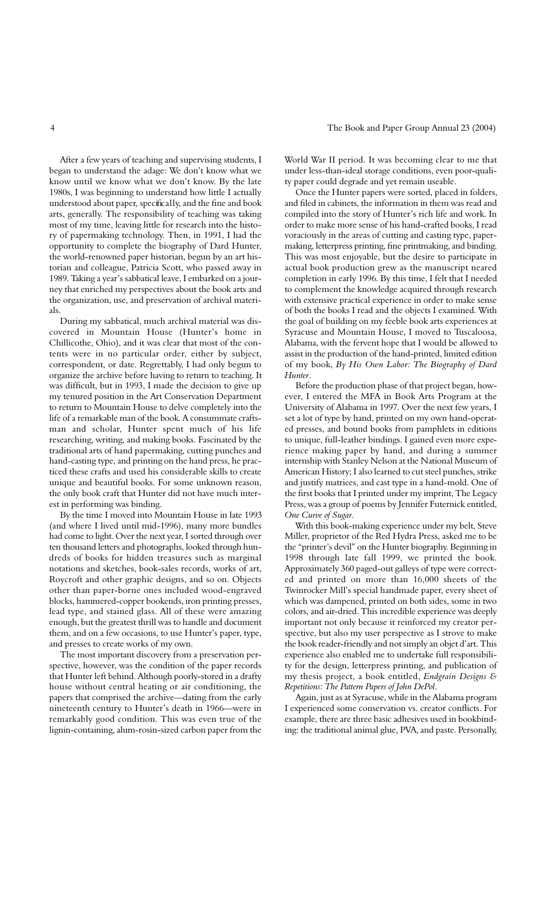After a few years of teaching and supervising students, I began to understand the adage: We don't know what we know until we know what we don't know. By the late 1980s, I was beginning to understand how little I actually understood about paper, specifically, and the fine and book arts, generally. The responsibility of teaching was taking most of my time, leaving little for research into the history of papermaking technology. Then, in 1991, I had the opportunity to complete the biography of Dard Hunter, the world-renowned paper historian, begun by an art historian and colleague, Patricia Scott, who passed away in 1989. Taking a year's sabbatical leave, I embarked on a journey that enriched my perspectives about the book arts and the organization, use, and preservation of archival materials.

During my sabbatical, much archival material was discovered in Mountain House (Hunter's home in Chillicothe, Ohio), and it was clear that most of the contents were in no particular order, either by subject, correspondent, or date. Regrettably, I had only begun to organize the archive before having to return to teaching. It was difficult, but in 1993, I made the decision to give up my tenured position in the Art Conservation Department to return to Mountain House to delve completely into the life of a remarkable man of the book. A consummate craftsman and scholar, Hunter spent much of his life researching, writing, and making books. Fascinated by the traditional arts of hand papermaking, cutting punches and hand-casting type, and printing on the hand press, he practiced these crafts and used his considerable skills to create unique and beautiful books. For some unknown reason, the only book craft that Hunter did not have much interest in performing was binding.

By the time I moved into Mountain House in late 1993 (and where I lived until mid-1996), many more bundles had come to light. Over the next year, I sorted through over ten thousand letters and photographs, looked through hundreds of books for hidden treasures such as marginal notations and sketches, book-sales records, works of art, Roycroft and other graphic designs, and so on. Objects other than paper-borne ones included wood-engraved blocks, hammered-copper bookends, iron printing presses, lead type, and stained glass. All of these were amazing enough, but the greatest thrill was to handle and document them, and on a few occasions, to use Hunter's paper, type, and presses to create works of my own.

The most important discovery from a preservation perspective, however, was the condition of the paper records that Hunter left behind. Although poorly-stored in a drafty house without central heating or air conditioning, the papers that comprised the archive—dating from the early nineteenth century to Hunter's death in 1966—were in remarkably good condition. This was even true of the lignin-containing, alum-rosin-sized carbon paper from the World War II period. It was becoming clear to me that under less-than-ideal storage conditions, even poor-quality paper could degrade and yet remain useable.

Once the Hunter papers were sorted, placed in folders, and filed in cabinets, the information in them was read and compiled into the story of Hunter's rich life and work. In order to make more sense of his hand-crafted books, I read voraciously in the areas of cutting and casting type, papermaking, letterpress printing, fine printmaking, and binding. This was most enjoyable, but the desire to participate in actual book production grew as the manuscript neared completion in early 1996. By this time, I felt that I needed to complement the knowledge acquired through research with extensive practical experience in order to make sense of both the books I read and the objects I examined. With the goal of building on my feeble book arts experiences at Syracuse and Mountain House, I moved to Tuscaloosa, Alabama, with the fervent hope that I would be allowed to assist in the production of the hand-printed, limited edition of my book, *By His Own Labor: The Biography of Dard Hunter*.

Before the production phase of that project began, however, I entered the MFA in Book Arts Program at the University of Alabama in 1997. Over the next few years, I set a lot of type by hand, printed on my own hand-operated presses, and bound books from pamphlets in editions to unique, full-leather bindings. I gained even more experience making paper by hand, and during a summer internship with Stanley Nelson at the National Museum of American History; I also learned to cut steel punches, strike and justify matrices, and cast type in a hand-mold. One of the first books that I printed under my imprint, The Legacy Press, was a group of poems by Jennifer Futernick entitled, *One Curve of Sugar*.

With this book-making experience under my belt, Steve Miller, proprietor of the Red Hydra Press, asked me to be the "printer's devil" on the Hunter biography. Beginning in 1998 through late fall 1999, we printed the book. Approximately 360 paged-out galleys of type were corrected and printed on more than 16,000 sheets of the Twinrocker Mill's special handmade paper, every sheet of which was dampened, printed on both sides, some in two colors, and air-dried. This incredible experience was deeply important not only because it reinforced my creator perspective, but also my user perspective as I strove to make the book reader-friendly and not simply an objet d'art. This experience also enabled me to undertake full responsibility for the design, letterpress printing, and publication of my thesis project, a book entitled, *Endgrain Designs & Repetitions: The Pattern Papers of John DePol*.

Again, just as at Syracuse, while in the Alabama program I experienced some conservation vs. creator conflicts. For example, there are three basic adhesives used in bookbinding: the traditional animal glue, PVA, and paste. Personally,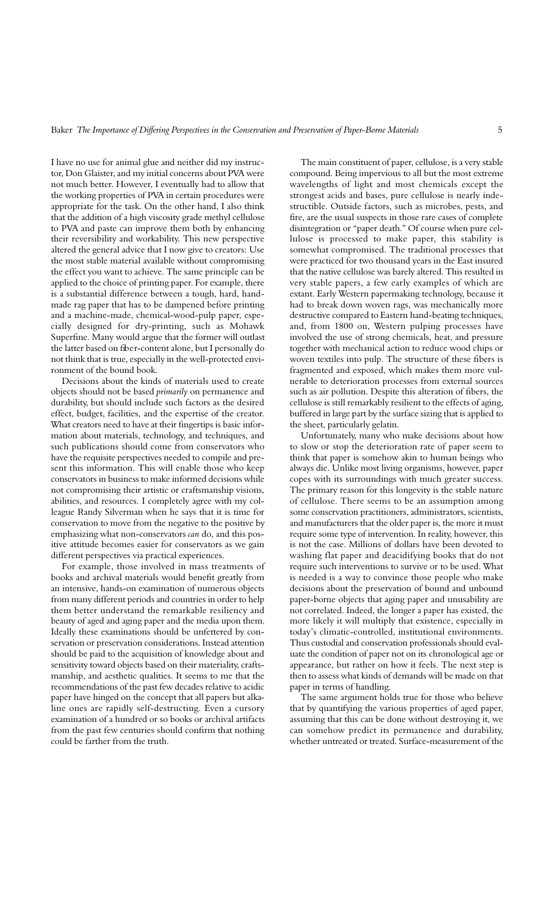I have no use for animal glue and neither did my instructor, Don Glaister, and my initial concerns about PVA were not much better. However, I eventually had to allow that the working properties of PVA in certain procedures were appropriate for the task. On the other hand, I also think that the addition of a high viscosity grade methyl cellulose to PVA and paste can improve them both by enhancing their reversibility and workability. This new perspective altered the general advice that I now give to creators: Use the most stable material available without compromising the effect you want to achieve. The same principle can be applied to the choice of printing paper. For example, there is a substantial difference between a tough, hard, handmade rag paper that has to be dampened before printing and a machine-made, chemical-wood-pulp paper, especially designed for dry-printing, such as Mohawk Superfine. Many would argue that the former will outlast the latter based on fiber-content alone, but I personally do not think that is true, especially in the well-protected environment of the bound book.

Decisions about the kinds of materials used to create objects should not be based *primarily* on permanence and durability, but should include such factors as the desired effect, budget, facilities, and the expertise of the creator. What creators need to have at their fingertips is basic information about materials, technology, and techniques, and such publications should come from conservators who have the requisite perspectives needed to compile and present this information. This will enable those who keep conservators in business to make informed decisions while not compromising their artistic or craftsmanship visions, abilities, and resources. I completely agree with my colleague Randy Silverman when he says that it is time for conservation to move from the negative to the positive by emphasizing what non-conservators *can* do, and this positive attitude becomes easier for conservators as we gain different perspectives via practical experiences.

For example, those involved in mass treatments of books and archival materials would benefit greatly from an intensive, hands-on examination of numerous objects from many different periods and countries in order to help them better understand the remarkable resiliency and beauty of aged and aging paper and the media upon them. Ideally these examinations should be unfettered by conservation or preservation considerations. Instead attention should be paid to the acquisition of knowledge about and sensitivity toward objects based on their materiality, craftsmanship, and aesthetic qualities. It seems to me that the recommendations of the past few decades relative to acidic paper have hinged on the concept that all papers but alkaline ones are rapidly self-destructing. Even a cursory examination of a hundred or so books or archival artifacts from the past few centuries should confirm that nothing could be farther from the truth.

The main constituent of paper, cellulose, is a very stable compound. Being impervious to all but the most extreme wavelengths of light and most chemicals except the strongest acids and bases, pure cellulose is nearly indestructible. Outside factors, such as microbes, pests, and fire, are the usual suspects in those rare cases of complete disintegration or "paper death." Of course when pure cellulose is processed to make paper, this stability is somewhat compromised. The traditional processes that were practiced for two thousand years in the East insured that the native cellulose was barely altered. This resulted in very stable papers, a few early examples of which are extant. Early Western papermaking technology, because it had to break down woven rags, was mechanically more destructive compared to Eastern hand-beating techniques, and, from 1800 on, Western pulping processes have involved the use of strong chemicals, heat, and pressure together with mechanical action to reduce wood chips or woven textiles into pulp. The structure of these fibers is fragmented and exposed, which makes them more vulnerable to deterioration processes from external sources such as air pollution. Despite this alteration of fibers, the cellulose is still remarkably resilient to the effects of aging, buffered in large part by the surface sizing that is applied to the sheet, particularly gelatin.

Unfortunately, many who make decisions about how to slow or stop the deterioration rate of paper seem to think that paper is somehow akin to human beings who always die. Unlike most living organisms, however, paper copes with its surroundings with much greater success. The primary reason for this longevity is the stable nature of cellulose. There seems to be an assumption among some conservation practitioners, administrators, scientists, and manufacturers that the older paper is, the more it must require some type of intervention. In reality, however, this is not the case. Millions of dollars have been devoted to washing flat paper and deacidifying books that do not require such interventions to survive or to be used. What is needed is a way to convince those people who make decisions about the preservation of bound and unbound paper-borne objects that aging paper and unusability are not correlated. Indeed, the longer a paper has existed, the more likely it will multiply that existence, especially in today's climatic-controlled, institutional environments. Thus custodial and conservation professionals should evaluate the condition of paper not on its chronological age or appearance, but rather on how it feels. The next step is then to assess what kinds of demands will be made on that paper in terms of handling.

The same argument holds true for those who believe that by quantifying the various properties of aged paper, assuming that this can be done without destroying it, we can somehow predict its permanence and durability, whether untreated or treated. Surface-measurement of the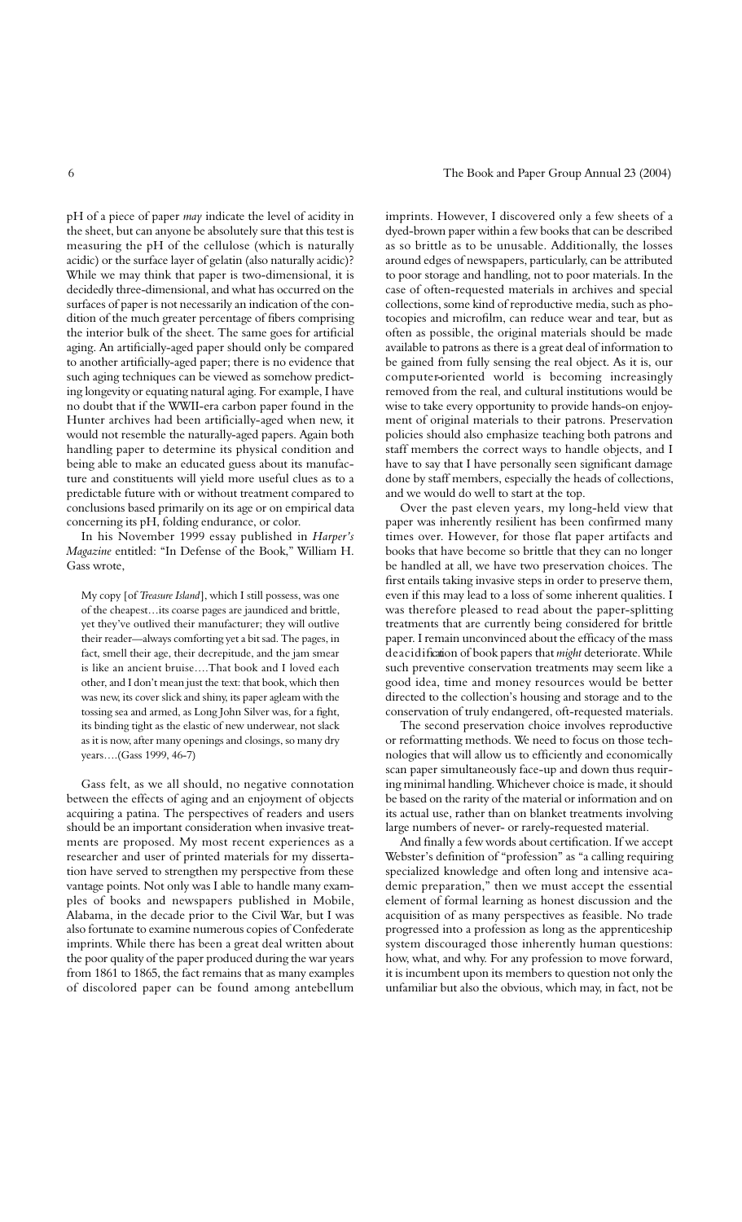pH of a piece of paper *may* indicate the level of acidity in the sheet, but can anyone be absolutely sure that this test is measuring the pH of the cellulose (which is naturally acidic) or the surface layer of gelatin (also naturally acidic)? While we may think that paper is two-dimensional, it is decidedly three-dimensional, and what has occurred on the surfaces of paper is not necessarily an indication of the condition of the much greater percentage of fibers comprising the interior bulk of the sheet. The same goes for artificial aging. An artificially-aged paper should only be compared to another artificially-aged paper; there is no evidence that such aging techniques can be viewed as somehow predicting longevity or equating natural aging. For example, I have no doubt that if the WWII-era carbon paper found in the Hunter archives had been artificially-aged when new, it would not resemble the naturally-aged papers. Again both handling paper to determine its physical condition and being able to make an educated guess about its manufacture and constituents will yield more useful clues as to a predictable future with or without treatment compared to conclusions based primarily on its age or on empirical data concerning its pH, folding endurance, or color.

In his November 1999 essay published in *Harper's Magazine* entitled: "In Defense of the Book," William H. Gass wrote,

> My copy [of *Treasure Island*], which I still possess, was one of the cheapest…its coarse pages are jaundiced and brittle, yet they've outlived their manufacturer; they will outlive their reader—always comforting yet a bit sad. The pages, in fact, smell their age, their decrepitude, and the jam smear is like an ancient bruise….That book and I loved each other, and I don't mean just the text: that book, which then was new, its cover slick and shiny, its paper agleam with the tossing sea and armed, as Long John Silver was, for a fight, its binding tight as the elastic of new underwear, not slack as it is now, after many openings and closings, so many dry years….(Gass 1999, 46-7)

Gass felt, as we all should, no negative connotation between the effects of aging and an enjoyment of objects acquiring a patina. The perspectives of readers and users should be an important consideration when invasive treatments are proposed. My most recent experiences as a researcher and user of printed materials for my dissertation have served to strengthen my perspective from these vantage points. Not only was I able to handle many examples of books and newspapers published in Mobile, Alabama, in the decade prior to the Civil War, but I was also fortunate to examine numerous copies of Confederate imprints. While there has been a great deal written about the poor quality of the paper produced during the war years from 1861 to 1865, the fact remains that as many examples of discolored paper can be found among antebellum imprints. However, I discovered only a few sheets of a dyed-brown paper within a few books that can be described as so brittle as to be unusable. Additionally, the losses around edges of newspapers, particularly, can be attributed to poor storage and handling, not to poor materials. In the case of often-requested materials in archives and special collections, some kind of reproductive media, such as photocopies and microfilm, can reduce wear and tear, but as often as possible, the original materials should be made available to patrons as there is a great deal of information to be gained from fully sensing the real object. As it is, our computer-oriented world is becoming increasingly removed from the real, and cultural institutions would be wise to take every opportunity to provide hands-on enjoyment of original materials to their patrons. Preservation policies should also emphasize teaching both patrons and staff members the correct ways to handle objects, and I have to say that I have personally seen significant damage done by staff members, especially the heads of collections, and we would do well to start at the top.

Over the past eleven years, my long-held view that paper was inherently resilient has been confirmed many times over. However, for those flat paper artifacts and books that have become so brittle that they can no longer be handled at all, we have two preservation choices. The first entails taking invasive steps in order to preserve them, even if this may lead to a loss of some inherent qualities. I was therefore pleased to read about the paper-splitting treatments that are currently being considered for brittle paper. I remain unconvinced about the efficacy of the mass deacidification of book papers that *might* deteriorate. While such preventive conservation treatments may seem like a good idea, time and money resources would be better directed to the collection's housing and storage and to the conservation of truly endangered, oft-requested materials.

The second preservation choice involves reproductive or reformatting methods. We need to focus on those technologies that will allow us to efficiently and economically scan paper simultaneously face-up and down thus requiring minimal handling. Whichever choice is made, it should be based on the rarity of the material or information and on its actual use, rather than on blanket treatments involving large numbers of never- or rarely-requested material.

And finally a few words about certification. If we accept Webster's definition of "profession" as "a calling requiring specialized knowledge and often long and intensive academic preparation," then we must accept the essential element of formal learning as honest discussion and the acquisition of as many perspectives as feasible. No trade progressed into a profession as long as the apprenticeship system discouraged those inherently human questions: how, what, and why. For any profession to move forward, it is incumbent upon its members to question not only the unfamiliar but also the obvious, which may, in fact, not be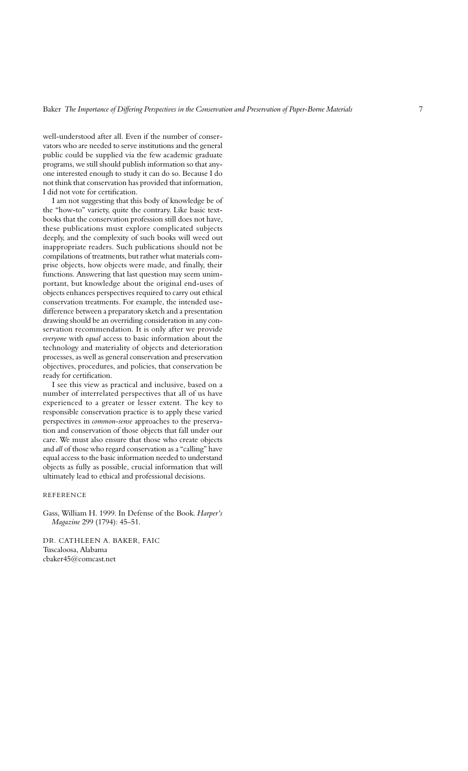well-understood after all. Even if the number of conservators who are needed to serve institutions and the general public could be supplied via the few academic graduate programs, we still should publish information so that anyone interested enough to study it can do so. Because I do not think that conservation has provided that information, I did not vote for certification.

I am not suggesting that this body of knowledge be of the "how-to" variety, quite the contrary. Like basic textbooks that the conservation profession still does not have, these publications must explore complicated subjects deeply, and the complexity of such books will weed out inappropriate readers. Such publications should not be compilations of treatments, but rather what materials comprise objects, how objects were made, and finally, their functions. Answering that last question may seem unimportant, but knowledge about the original end-uses of objects enhances perspectives required to carry out ethical conservation treatments. For example, the intended use-difference between a preparatory sketch and a presentation drawing should be an overriding consideration in any conservation recommendation. It is only after we provide *everyone* with *equal* access to basic information about the technology and materiality of objects and deterioration processes, as well as general conservation and preservation objectives, procedures, and policies, that conservation be ready for certification.

I see this view as practical and inclusive, based on a number of interrelated perspectives that all of us have experienced to a greater or lesser extent. The key to responsible conservation practice is to apply these varied perspectives in *common-sense* approaches to the preservation and conservation of those objects that fall under our care. We must also ensure that those who create objects and *all* of those who regard conservation as a "calling" have equal access to the basic information needed to understand objects as fully as possible, crucial information that will ultimately lead to ethical and professional decisions.

## REFERENCE

Gass, William H. 1999. In Defense of the Book. *Harper's Magazine* 299 (1794): 45–51.

DR. CATHLEEN A. BAKER, FAIC
Tuscaloosa, Alabama
cbaker45@comcast.net